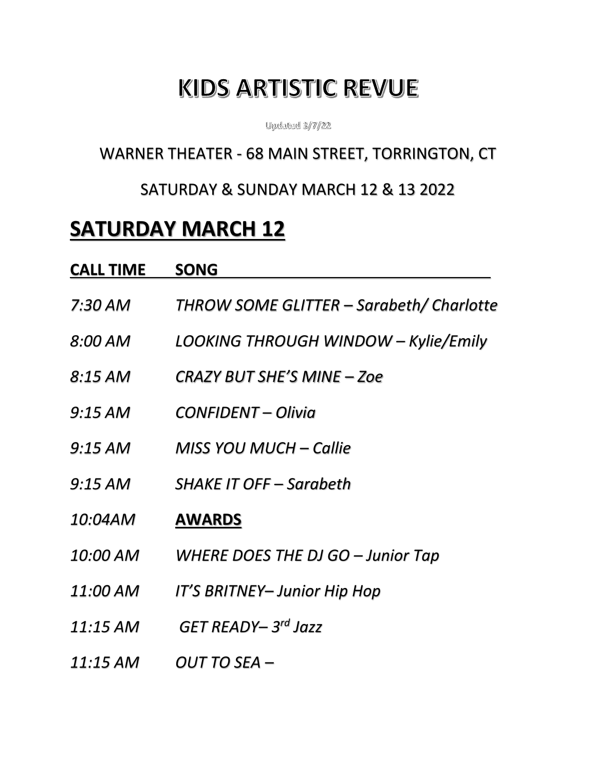# KIDS ARTISTIC REVUE

Updated 3/7/22

WARNER THEATER - 68 MAIN STREET, TORRINGTON, CT

SATURDAY & SUNDAY MARCH 12 & 13 2022

## SATURDAY MARCH 12

| CALL TIME | SONG |
|---|---|
| *7:30 AM* | *THROW SOME GLITTER – Sarabeth/ Charlotte* |
| *8:00 AM* | *LOOKING THROUGH WINDOW – Kylie/Emily* |
| *8:15 AM* | *CRAZY BUT SHE'S MINE – Zoe* |
| *9:15 AM* | *CONFIDENT – Olivia* |
| *9:15 AM* | *MISS YOU MUCH – Callie* |
| *9:15 AM* | *SHAKE IT OFF – Sarabeth* |
| *10:04AM* | ***AWARDS*** |
| *10:00 AM* | *WHERE DOES THE DJ GO – Junior Tap* |
| *11:00 AM* | *IT'S BRITNEY– Junior Hip Hop* |
| *11:15 AM* | *GET READY– 3rd Jazz* |
| *11:15 AM* | *OUT TO SEA –* |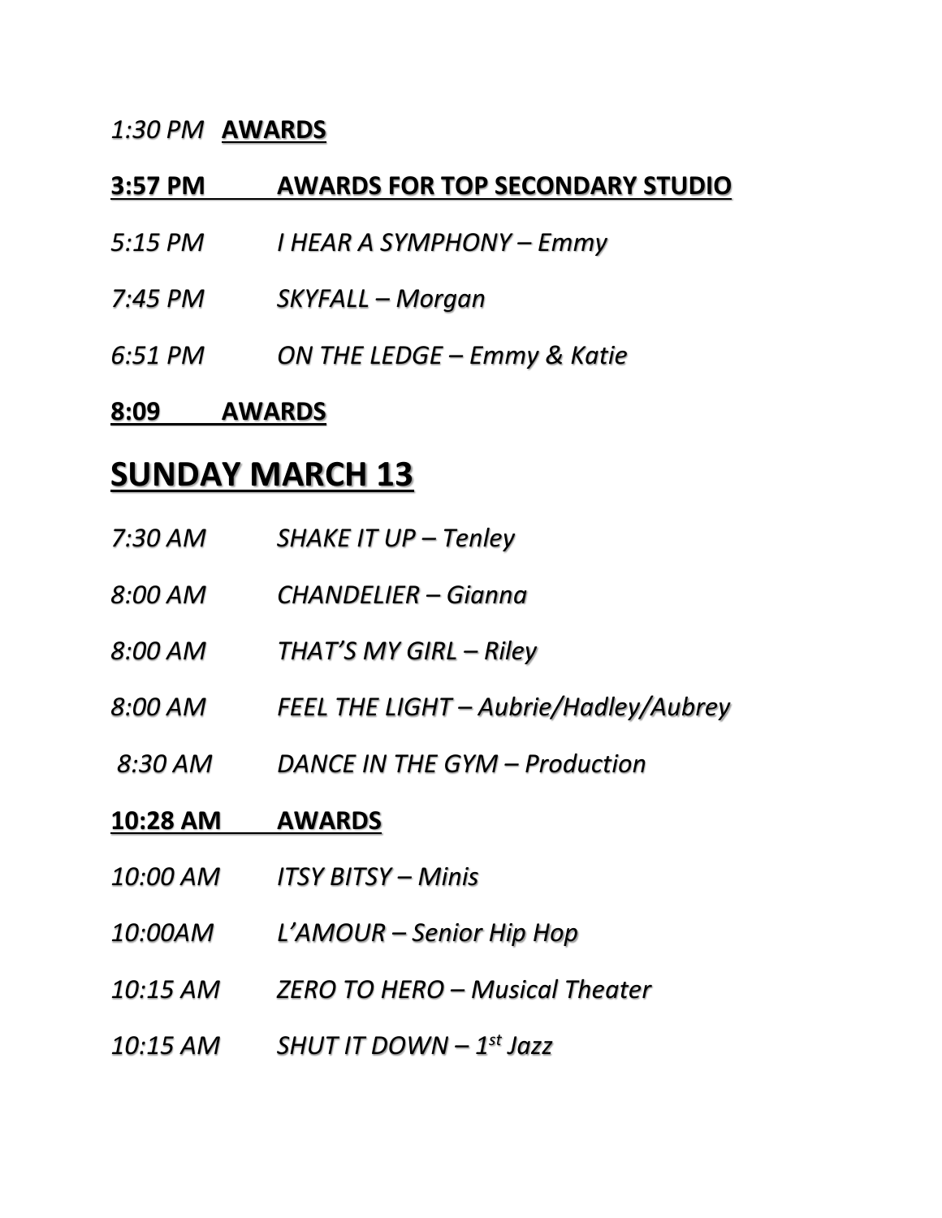*1:30 PM* **AWARDS**

**3:57 PM AWARDS FOR TOP SECONDARY STUDIO**

*5:15 PM I HEAR A SYMPHONY – Emmy*

*7:45 PM SKYFALL – Morgan*

*6:51 PM ON THE LEDGE – Emmy & Katie*

**8:09 AWARDS**

# SUNDAY MARCH 13

*7:30 AM SHAKE IT UP – Tenley*

*8:00 AM CHANDELIER – Gianna*

*8:00 AM THAT'S MY GIRL – Riley*

*8:00 AM FEEL THE LIGHT – Aubrie/Hadley/Aubrey*

*8:30 AM DANCE IN THE GYM – Production*

**10:28 AM AWARDS**

*10:00 AM ITSY BITSY – Minis*

*10:00AM L'AMOUR – Senior Hip Hop*

*10:15 AM ZERO TO HERO – Musical Theater*

*10:15 AM SHUT IT DOWN – 1st Jazz*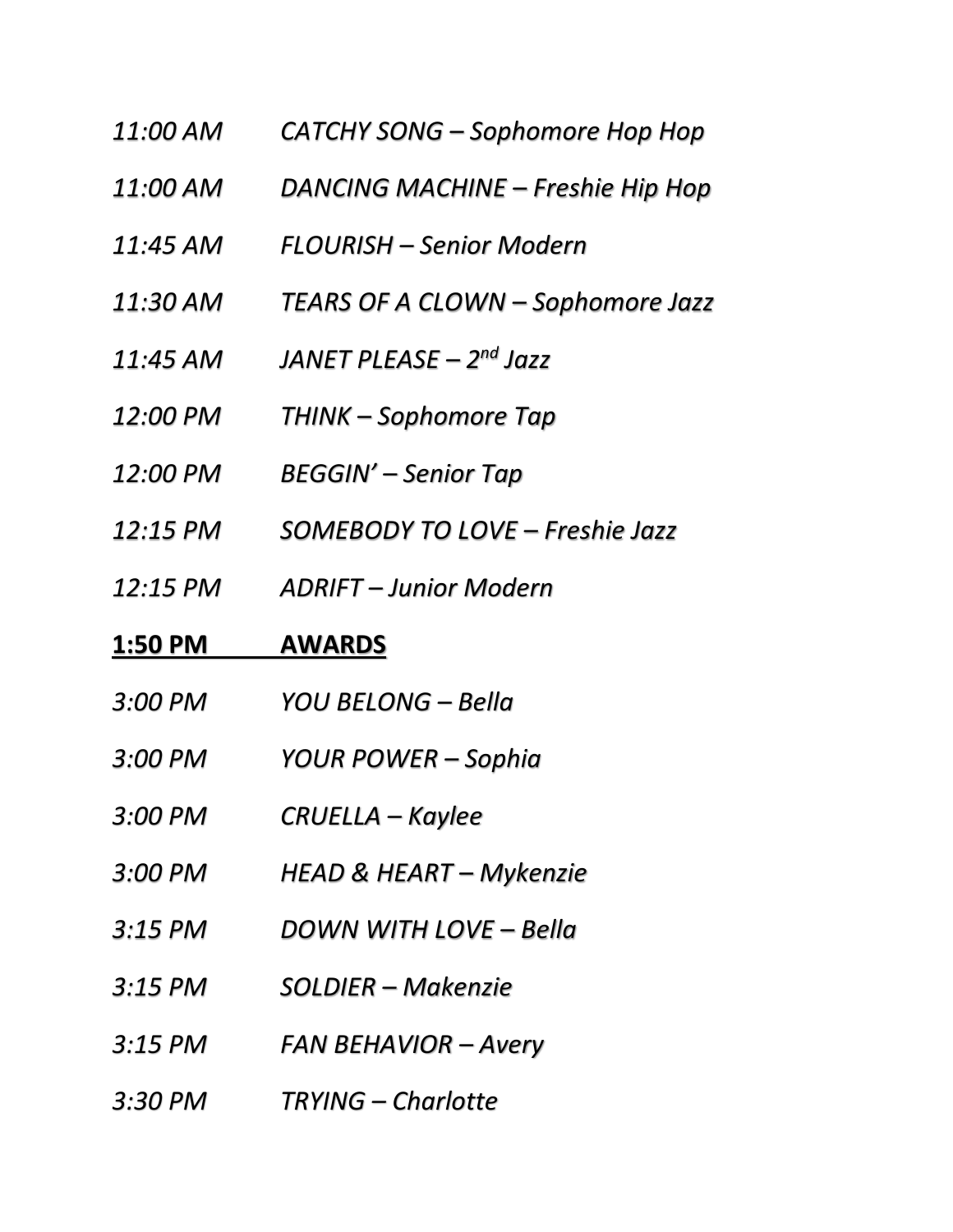*11:00 AM CATCHY SONG – Sophomore Hop Hop*

*11:00 AM DANCING MACHINE – Freshie Hip Hop*

*11:45 AM FLOURISH – Senior Modern*

*11:30 AM TEARS OF A CLOWN – Sophomore Jazz*

*11:45 AM JANET PLEASE – 2nd Jazz*

*12:00 PM THINK – Sophomore Tap*

*12:00 PM BEGGIN' – Senior Tap*

*12:15 PM SOMEBODY TO LOVE – Freshie Jazz*

*12:15 PM ADRIFT – Junior Modern*

**1:50 PM AWARDS**

*3:00 PM YOU BELONG – Bella*

*3:00 PM YOUR POWER – Sophia*

*3:00 PM CRUELLA – Kaylee*

*3:00 PM HEAD & HEART – Mykenzie*

*3:15 PM DOWN WITH LOVE – Bella*

*3:15 PM SOLDIER – Makenzie*

*3:15 PM FAN BEHAVIOR – Avery*

*3:30 PM TRYING – Charlotte*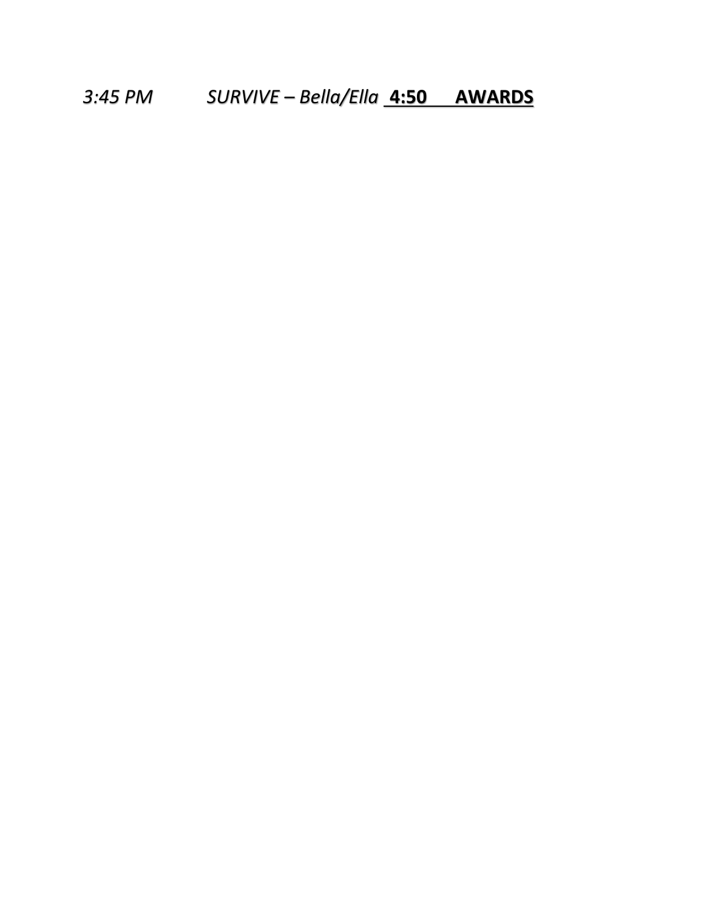*3:45 PM SURVIVE – Bella/Ella* **4:50 AWARDS**